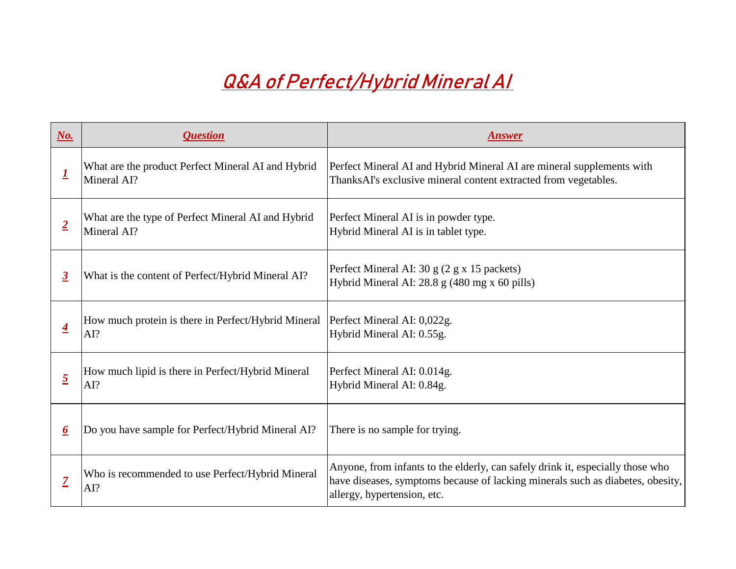# Q&A of Perfect/Hybrid Mineral AI

| No. | Question | Answer |
| --- | --- | --- |
| 1 | What are the product Perfect Mineral AI and Hybrid Mineral AI? | Perfect Mineral AI and Hybrid Mineral AI are mineral supplements with ThanksAI's exclusive mineral content extracted from vegetables. |
| 2 | What are the type of Perfect Mineral AI and Hybrid Mineral AI? | Perfect Mineral AI is in powder type.<br>Hybrid Mineral AI is in tablet type. |
| 3 | What is the content of Perfect/Hybrid Mineral AI? | Perfect Mineral AI: 30 g (2 g x 15 packets)<br>Hybrid Mineral AI: 28.8 g (480 mg x 60 pills) |
| 4 | How much protein is there in Perfect/Hybrid Mineral AI? | Perfect Mineral AI: 0,022g.<br>Hybrid Mineral AI: 0.55g. |
| 5 | How much lipid is there in Perfect/Hybrid Mineral AI? | Perfect Mineral AI: 0.014g.<br>Hybrid Mineral AI: 0.84g. |
| 6 | Do you have sample for Perfect/Hybrid Mineral AI? | There is no sample for trying. |
| 7 | Who is recommended to use Perfect/Hybrid Mineral AI? | Anyone, from infants to the elderly, can safely drink it, especially those who have diseases, symptoms because of lacking minerals such as diabetes, obesity, allergy, hypertension, etc. |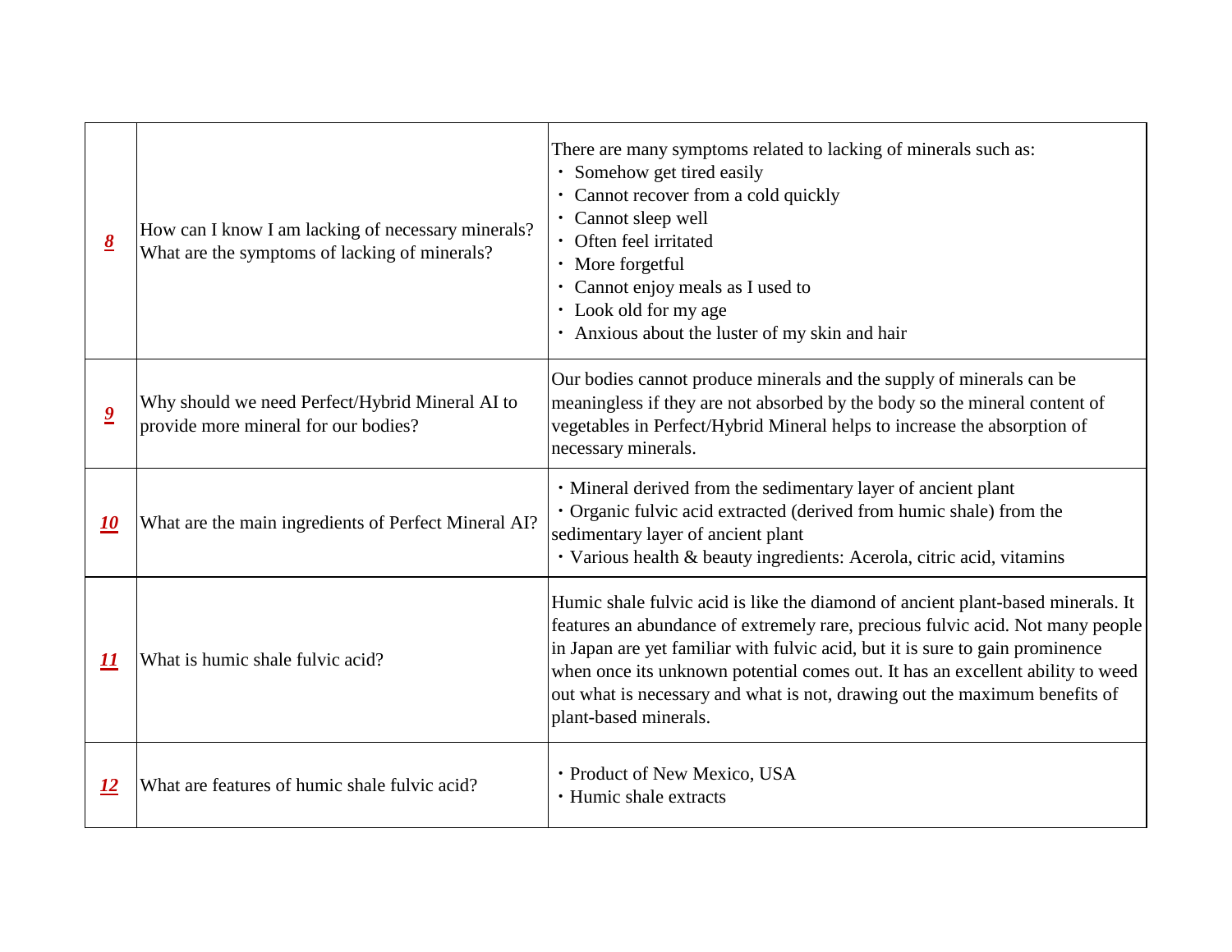| | | |
|---|---|---|
| **8** | How can I know I am lacking of necessary minerals? What are the symptoms of lacking of minerals? | There are many symptoms related to lacking of minerals such as:<br>・ Somehow get tired easily<br>・ Cannot recover from a cold quickly<br>・ Cannot sleep well<br>・ Often feel irritated<br>・ More forgetful<br>・ Cannot enjoy meals as I used to<br>・ Look old for my age<br>・ Anxious about the luster of my skin and hair |
| **9** | Why should we need Perfect/Hybrid Mineral AI to provide more mineral for our bodies? | Our bodies cannot produce minerals and the supply of minerals can be meaningless if they are not absorbed by the body so the mineral content of vegetables in Perfect/Hybrid Mineral helps to increase the absorption of necessary minerals. |
| **10** | What are the main ingredients of Perfect Mineral AI? | ・Mineral derived from the sedimentary layer of ancient plant<br>・Organic fulvic acid extracted (derived from humic shale) from the sedimentary layer of ancient plant<br>・Various health & beauty ingredients: Acerola, citric acid, vitamins |
| **11** | What is humic shale fulvic acid? | Humic shale fulvic acid is like the diamond of ancient plant-based minerals. It features an abundance of extremely rare, precious fulvic acid. Not many people in Japan are yet familiar with fulvic acid, but it is sure to gain prominence when once its unknown potential comes out. It has an excellent ability to weed out what is necessary and what is not, drawing out the maximum benefits of plant-based minerals. |
| **12** | What are features of humic shale fulvic acid? | ・Product of New Mexico, USA<br>・Humic shale extracts |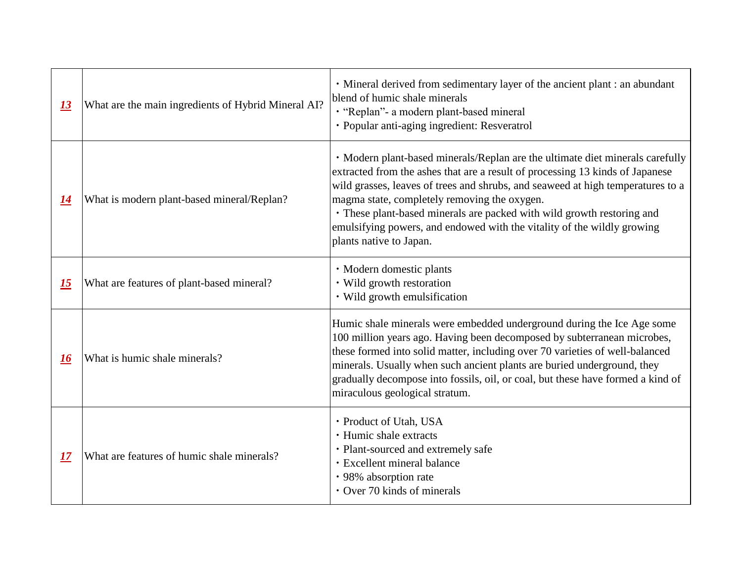| | | |
|---|---|---|
| ***13*** | What are the main ingredients of Hybrid Mineral AI? | ・Mineral derived from sedimentary layer of the ancient plant : an abundant blend of humic shale minerals<br>・"Replan"- a modern plant-based mineral<br>・Popular anti-aging ingredient: Resveratrol |
| ***14*** | What is modern plant-based mineral/Replan? | ・Modern plant-based minerals/Replan are the ultimate diet minerals carefully extracted from the ashes that are a result of processing 13 kinds of Japanese wild grasses, leaves of trees and shrubs, and seaweed at high temperatures to a magma state, completely removing the oxygen.<br>・These plant-based minerals are packed with wild growth restoring and emulsifying powers, and endowed with the vitality of the wildly growing plants native to Japan. |
| ***15*** | What are features of plant-based mineral? | ・Modern domestic plants<br>・Wild growth restoration<br>・Wild growth emulsification |
| ***16*** | What is humic shale minerals? | Humic shale minerals were embedded underground during the Ice Age some 100 million years ago. Having been decomposed by subterranean microbes, these formed into solid matter, including over 70 varieties of well-balanced minerals. Usually when such ancient plants are buried underground, they gradually decompose into fossils, oil, or coal, but these have formed a kind of miraculous geological stratum. |
| ***17*** | What are features of humic shale minerals? | ・Product of Utah, USA<br>・Humic shale extracts<br>・Plant-sourced and extremely safe<br>・Excellent mineral balance<br>・98% absorption rate<br>・Over 70 kinds of minerals |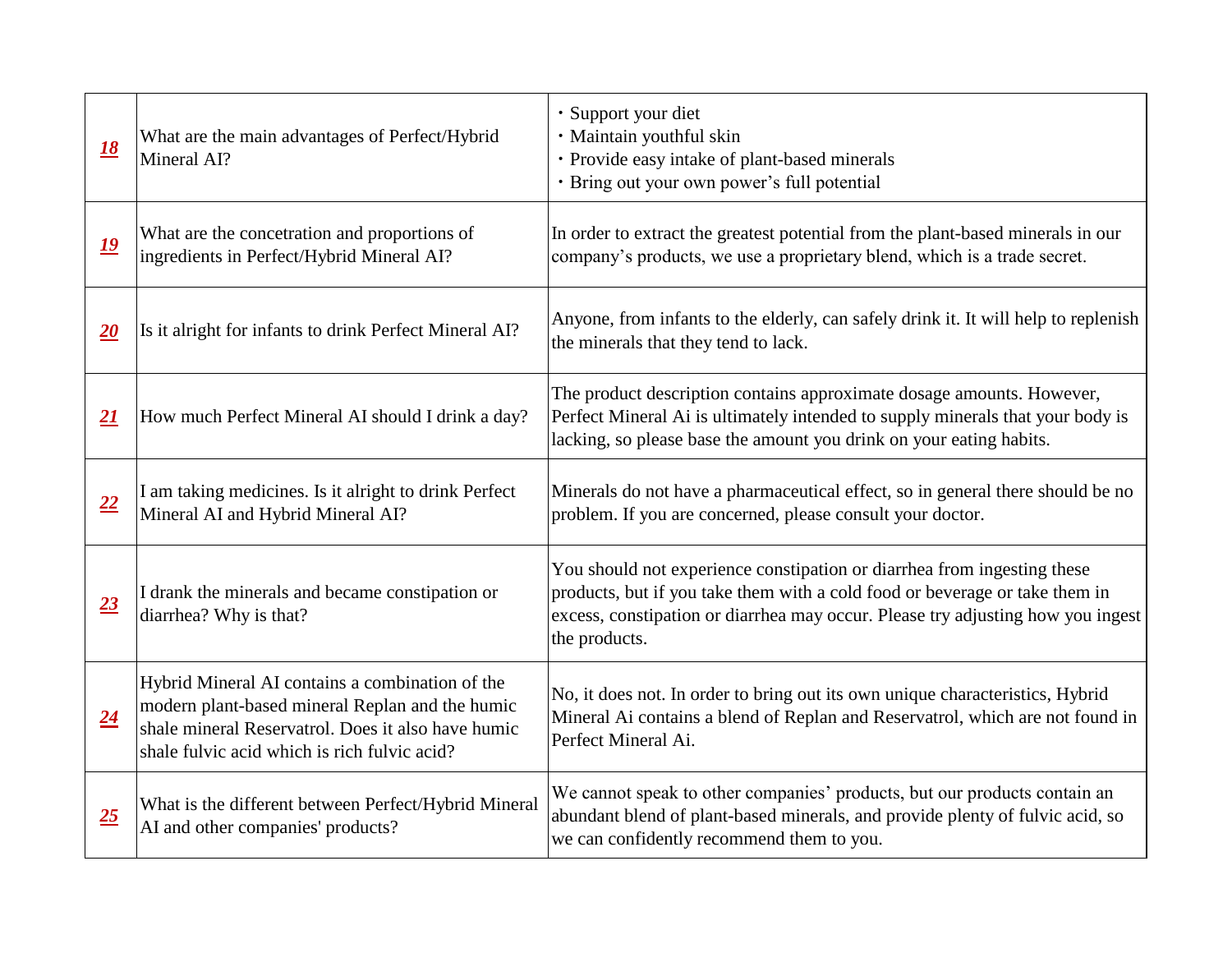| | | |
|---|---|---|
| **18** | What are the main advantages of Perfect/Hybrid Mineral AI? | ・Support your diet<br>・Maintain youthful skin<br>・Provide easy intake of plant-based minerals<br>・Bring out your own power's full potential |
| **19** | What are the concetration and proportions of ingredients in Perfect/Hybrid Mineral AI? | In order to extract the greatest potential from the plant-based minerals in our company's products, we use a proprietary blend, which is a trade secret. |
| **20** | Is it alright for infants to drink Perfect Mineral AI? | Anyone, from infants to the elderly, can safely drink it. It will help to replenish the minerals that they tend to lack. |
| **21** | How much Perfect Mineral AI should I drink a day? | The product description contains approximate dosage amounts. However, Perfect Mineral Ai is ultimately intended to supply minerals that your body is lacking, so please base the amount you drink on your eating habits. |
| **22** | I am taking medicines. Is it alright to drink Perfect Mineral AI and Hybrid Mineral AI? | Minerals do not have a pharmaceutical effect, so in general there should be no problem. If you are concerned, please consult your doctor. |
| **23** | I drank the minerals and became constipation or diarrhea? Why is that? | You should not experience constipation or diarrhea from ingesting these products, but if you take them with a cold food or beverage or take them in excess, constipation or diarrhea may occur. Please try adjusting how you ingest the products. |
| **24** | Hybrid Mineral AI contains a combination of the modern plant-based mineral Replan and the humic shale mineral Reservatrol. Does it also have humic shale fulvic acid which is rich fulvic acid? | No, it does not. In order to bring out its own unique characteristics, Hybrid Mineral Ai contains a blend of Replan and Reservatrol, which are not found in Perfect Mineral Ai. |
| **25** | What is the different between Perfect/Hybrid Mineral AI and other companies' products? | We cannot speak to other companies' products, but our products contain an abundant blend of plant-based minerals, and provide plenty of fulvic acid, so we can confidently recommend them to you. |